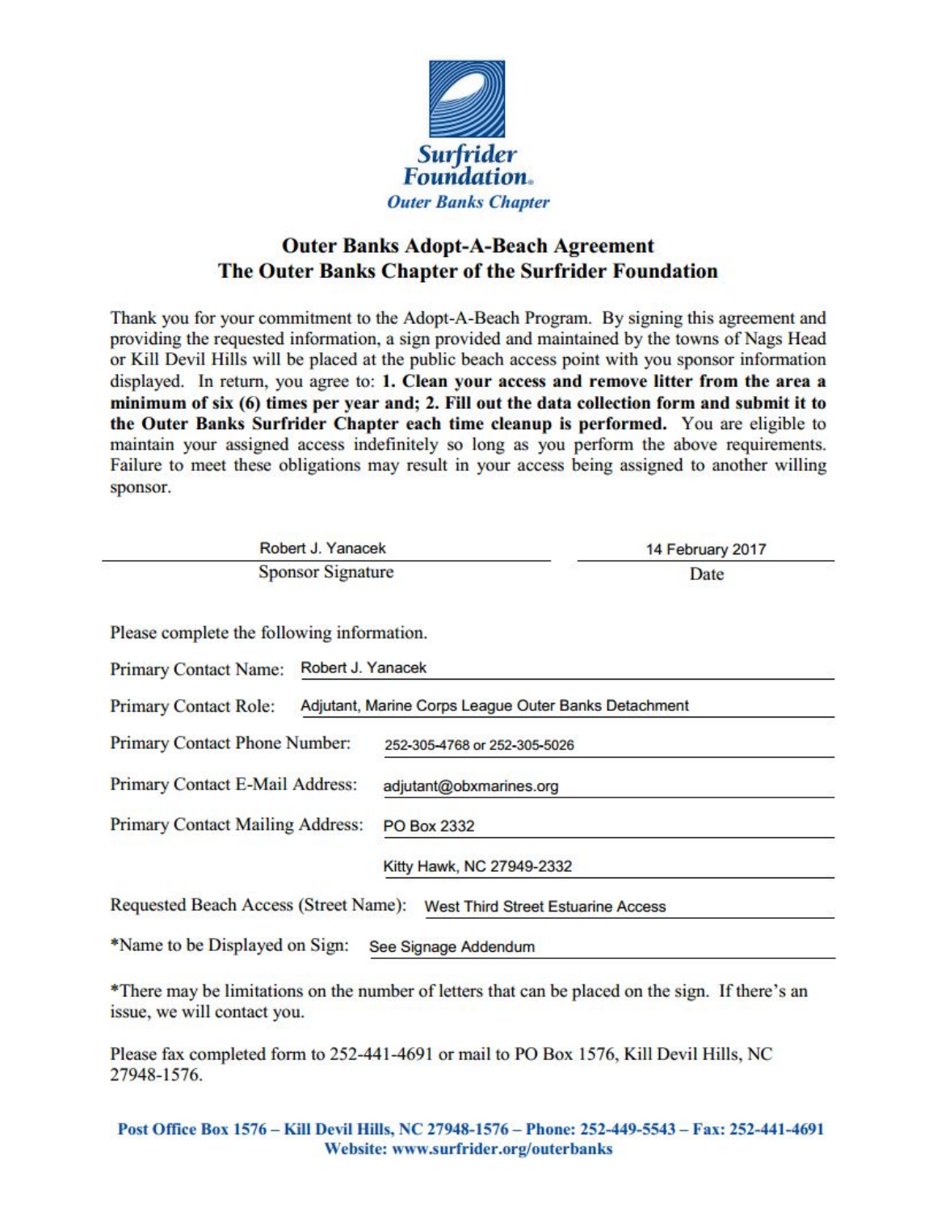**Surfrider Foundation.**
***Outer Banks Chapter***

## Outer Banks Adopt-A-Beach Agreement
## The Outer Banks Chapter of the Surfrider Foundation

Thank you for your commitment to the Adopt-A-Beach Program. By signing this agreement and providing the requested information, a sign provided and maintained by the towns of Nags Head or Kill Devil Hills will be placed at the public beach access point with you sponsor information displayed. In return, you agree to: **1. Clean your access and remove litter from the area a minimum of six (6) times per year and; 2. Fill out the data collection form and submit it to the Outer Banks Surfrider Chapter each time cleanup is performed.** You are eligible to maintain your assigned access indefinitely so long as you perform the above requirements. Failure to meet these obligations may result in your access being assigned to another willing sponsor.

Robert J. Yanacek — 14 February 2017

Sponsor Signature — Date

Please complete the following information.

Primary Contact Name: Robert J. Yanacek

Primary Contact Role: Adjutant, Marine Corps League Outer Banks Detachment

Primary Contact Phone Number: 252-305-4768 or 252-305-5026

Primary Contact E-Mail Address: adjutant@obxmarines.org

Primary Contact Mailing Address: PO Box 2332
Kitty Hawk, NC 27949-2332

Requested Beach Access (Street Name): West Third Street Estuarine Access

*Name to be Displayed on Sign: See Signage Addendum

*There may be limitations on the number of letters that can be placed on the sign. If there's an issue, we will contact you.

Please fax completed form to 252-441-4691 or mail to PO Box 1576, Kill Devil Hills, NC 27948-1576.

**Post Office Box 1576 – Kill Devil Hills, NC 27948-1576 – Phone: 252-449-5543 – Fax: 252-441-4691**
**Website: www.surfrider.org/outerbanks**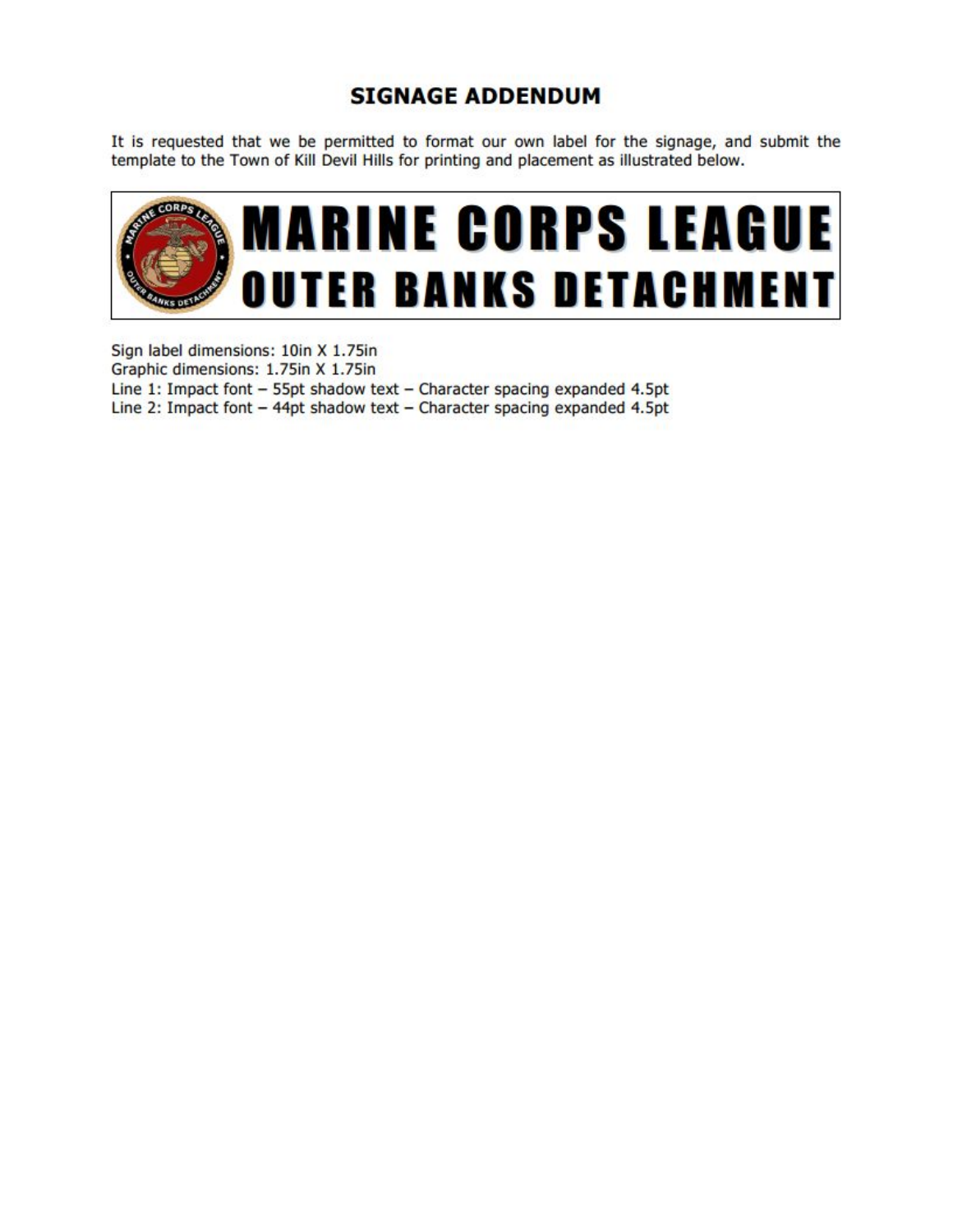## SIGNAGE ADDENDUM

It is requested that we be permitted to format our own label for the signage, and submit the template to the Town of Kill Devil Hills for printing and placement as illustrated below.

MARINE CORPS LEAGUE
OUTER BANKS DETACHMENT

Sign label dimensions: 10in X 1.75in
Graphic dimensions: 1.75in X 1.75in
Line 1: Impact font – 55pt shadow text – Character spacing expanded 4.5pt
Line 2: Impact font – 44pt shadow text – Character spacing expanded 4.5pt